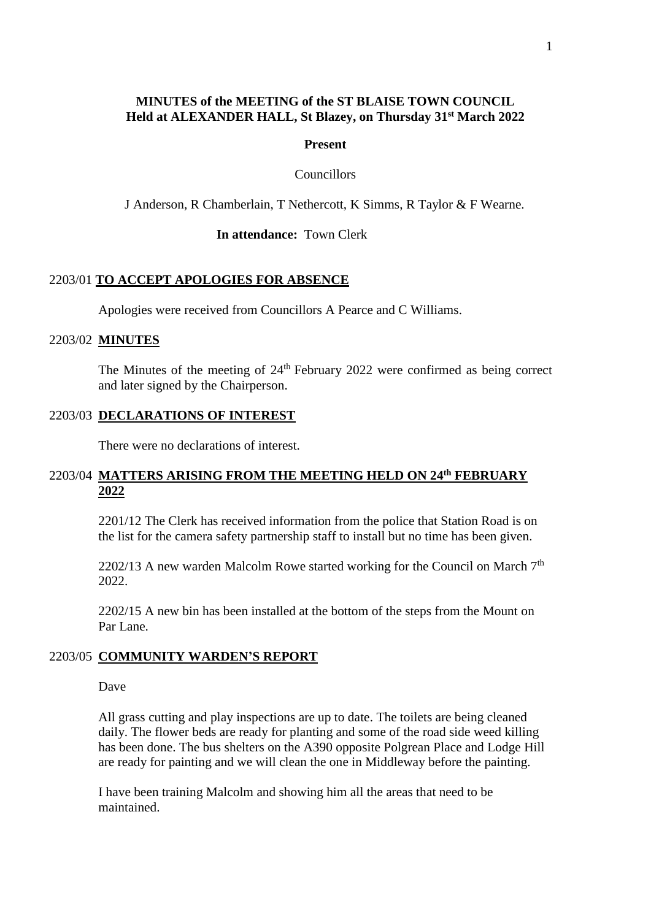# MINUTES of the MEETING of the ST BLAISE TOWN COUNCIL
## Held at ALEXANDER HALL, St Blazey, on Thursday 31st March 2022

**Present**

Councillors

J Anderson, R Chamberlain, T Nethercott, K Simms, R Taylor & F Wearne.

**In attendance:** Town Clerk

### 2203/01 TO ACCEPT APOLOGIES FOR ABSENCE

Apologies were received from Councillors A Pearce and C Williams.

### 2203/02 MINUTES

The Minutes of the meeting of 24th February 2022 were confirmed as being correct and later signed by the Chairperson.

### 2203/03 DECLARATIONS OF INTEREST

There were no declarations of interest.

### 2203/04 MATTERS ARISING FROM THE MEETING HELD ON 24th FEBRUARY 2022

2201/12 The Clerk has received information from the police that Station Road is on the list for the camera safety partnership staff to install but no time has been given.

2202/13 A new warden Malcolm Rowe started working for the Council on March 7th 2022.

2202/15 A new bin has been installed at the bottom of the steps from the Mount on Par Lane.

### 2203/05 COMMUNITY WARDEN'S REPORT

Dave

All grass cutting and play inspections are up to date. The toilets are being cleaned daily. The flower beds are ready for planting and some of the road side weed killing has been done. The bus shelters on the A390 opposite Polgrean Place and Lodge Hill are ready for painting and we will clean the one in Middleway before the painting.

I have been training Malcolm and showing him all the areas that need to be maintained.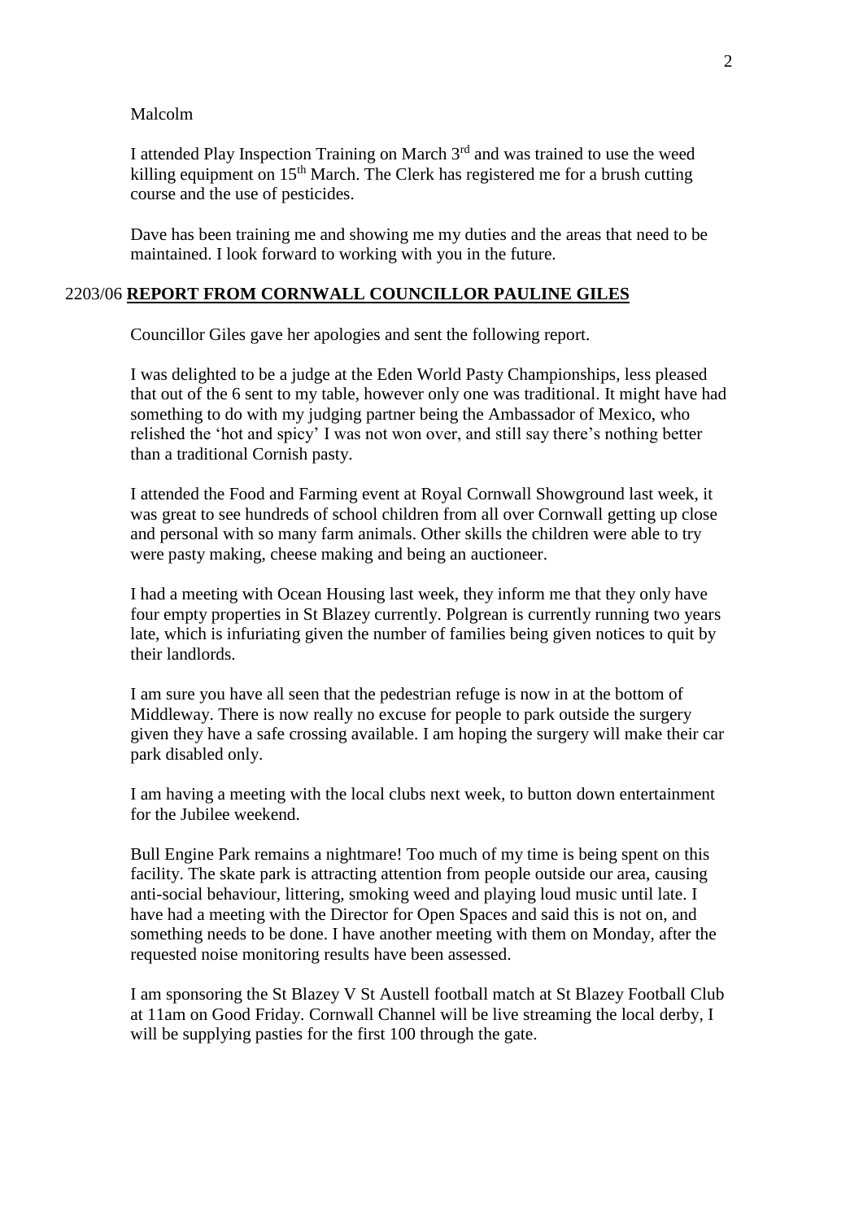Malcolm

I attended Play Inspection Training on March 3rd and was trained to use the weed killing equipment on 15th March. The Clerk has registered me for a brush cutting course and the use of pesticides.

Dave has been training me and showing me my duties and the areas that need to be maintained. I look forward to working with you in the future.

## 2203/06 **REPORT FROM CORNWALL COUNCILLOR PAULINE GILES**

Councillor Giles gave her apologies and sent the following report.

I was delighted to be a judge at the Eden World Pasty Championships, less pleased that out of the 6 sent to my table, however only one was traditional. It might have had something to do with my judging partner being the Ambassador of Mexico, who relished the 'hot and spicy' I was not won over, and still say there's nothing better than a traditional Cornish pasty.

I attended the Food and Farming event at Royal Cornwall Showground last week, it was great to see hundreds of school children from all over Cornwall getting up close and personal with so many farm animals. Other skills the children were able to try were pasty making, cheese making and being an auctioneer.

I had a meeting with Ocean Housing last week, they inform me that they only have four empty properties in St Blazey currently. Polgrean is currently running two years late, which is infuriating given the number of families being given notices to quit by their landlords.

I am sure you have all seen that the pedestrian refuge is now in at the bottom of Middleway. There is now really no excuse for people to park outside the surgery given they have a safe crossing available. I am hoping the surgery will make their car park disabled only.

I am having a meeting with the local clubs next week, to button down entertainment for the Jubilee weekend.

Bull Engine Park remains a nightmare! Too much of my time is being spent on this facility. The skate park is attracting attention from people outside our area, causing anti-social behaviour, littering, smoking weed and playing loud music until late. I have had a meeting with the Director for Open Spaces and said this is not on, and something needs to be done. I have another meeting with them on Monday, after the requested noise monitoring results have been assessed.

I am sponsoring the St Blazey V St Austell football match at St Blazey Football Club at 11am on Good Friday. Cornwall Channel will be live streaming the local derby, I will be supplying pasties for the first 100 through the gate.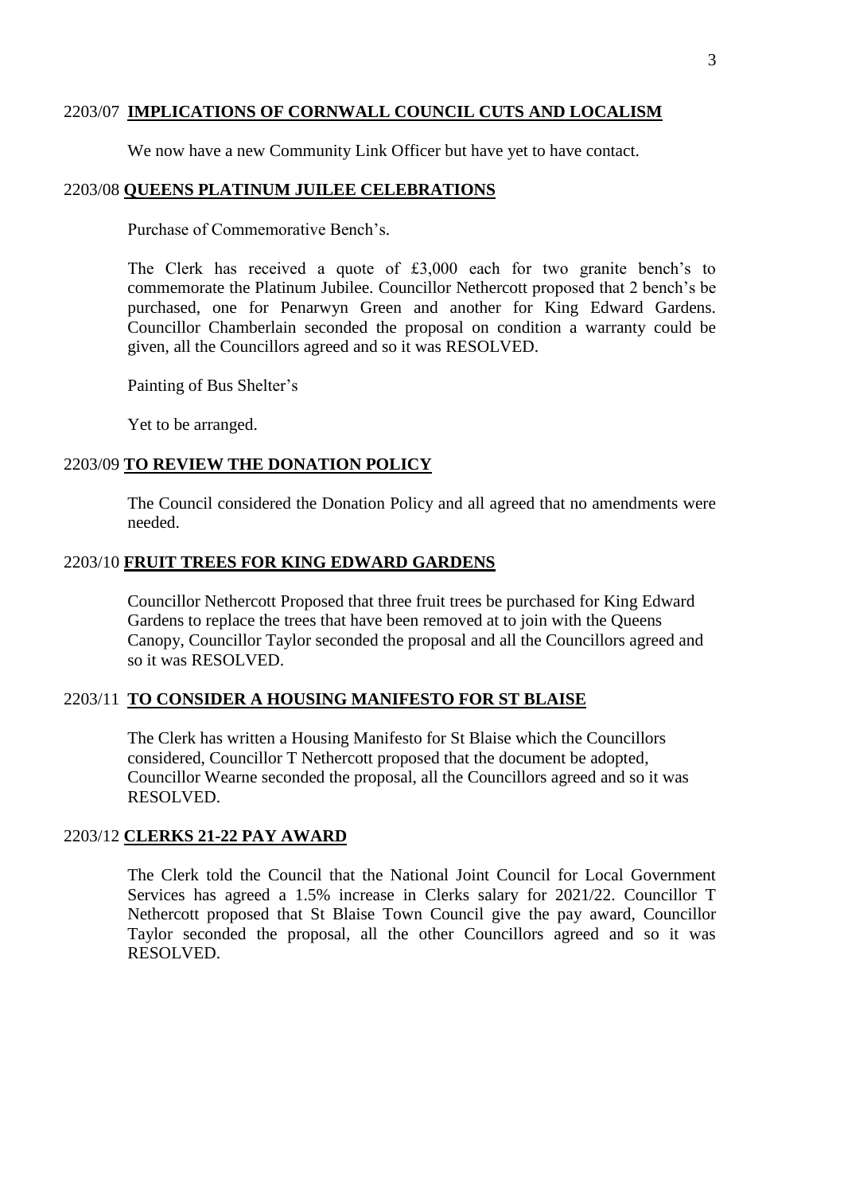## 2203/07 **IMPLICATIONS OF CORNWALL COUNCIL CUTS AND LOCALISM**

We now have a new Community Link Officer but have yet to have contact.

## 2203/08 **QUEENS PLATINUM JUILEE CELEBRATIONS**

Purchase of Commemorative Bench's.

The Clerk has received a quote of £3,000 each for two granite bench's to commemorate the Platinum Jubilee. Councillor Nethercott proposed that 2 bench's be purchased, one for Penarwyn Green and another for King Edward Gardens. Councillor Chamberlain seconded the proposal on condition a warranty could be given, all the Councillors agreed and so it was RESOLVED.

Painting of Bus Shelter's

Yet to be arranged.

## 2203/09 **TO REVIEW THE DONATION POLICY**

The Council considered the Donation Policy and all agreed that no amendments were needed.

## 2203/10 **FRUIT TREES FOR KING EDWARD GARDENS**

Councillor Nethercott Proposed that three fruit trees be purchased for King Edward Gardens to replace the trees that have been removed at to join with the Queens Canopy, Councillor Taylor seconded the proposal and all the Councillors agreed and so it was RESOLVED.

## 2203/11 **TO CONSIDER A HOUSING MANIFESTO FOR ST BLAISE**

The Clerk has written a Housing Manifesto for St Blaise which the Councillors considered, Councillor T Nethercott proposed that the document be adopted, Councillor Wearne seconded the proposal, all the Councillors agreed and so it was RESOLVED.

## 2203/12 **CLERKS 21-22 PAY AWARD**

The Clerk told the Council that the National Joint Council for Local Government Services has agreed a 1.5% increase in Clerks salary for 2021/22. Councillor T Nethercott proposed that St Blaise Town Council give the pay award, Councillor Taylor seconded the proposal, all the other Councillors agreed and so it was RESOLVED.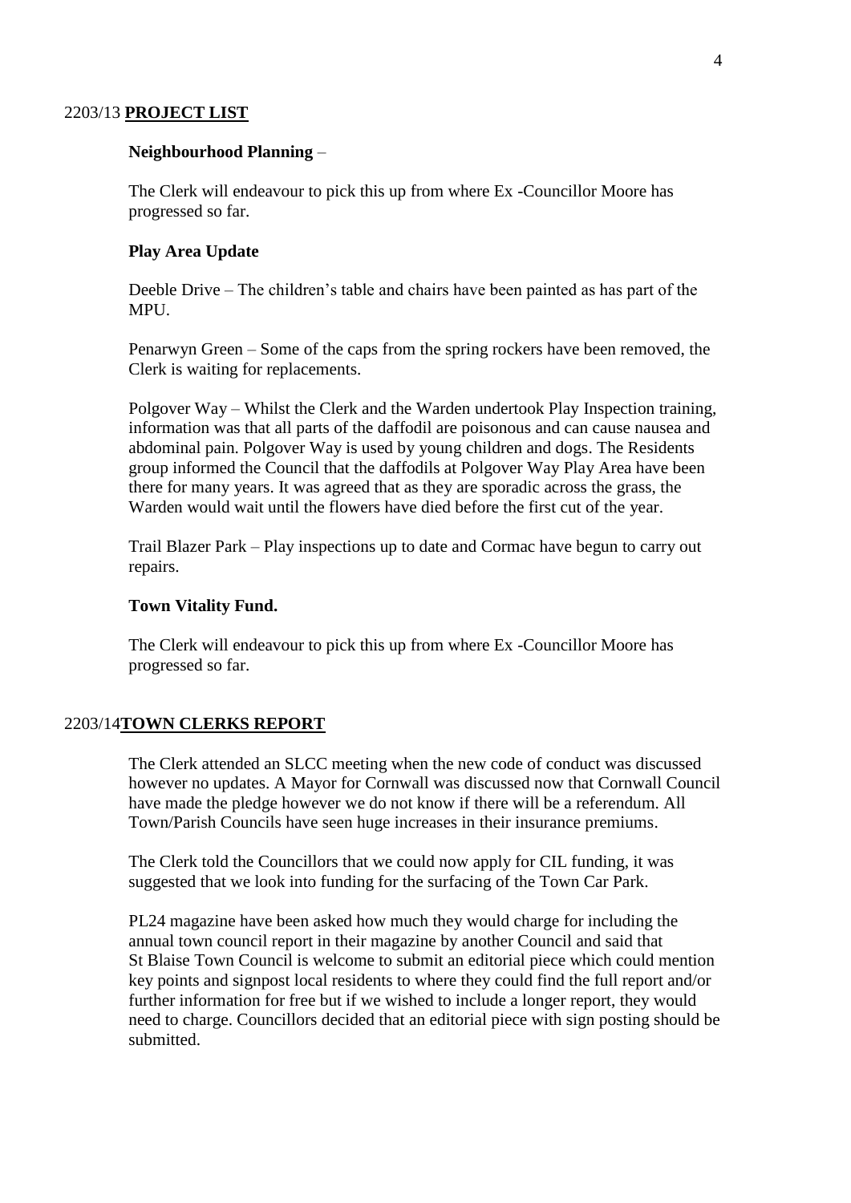## 2203/13 **PROJECT LIST**

**Neighbourhood Planning** –

The Clerk will endeavour to pick this up from where Ex -Councillor Moore has progressed so far.

**Play Area Update**

Deeble Drive – The children's table and chairs have been painted as has part of the MPU.

Penarwyn Green – Some of the caps from the spring rockers have been removed, the Clerk is waiting for replacements.

Polgover Way – Whilst the Clerk and the Warden undertook Play Inspection training, information was that all parts of the daffodil are poisonous and can cause nausea and abdominal pain. Polgover Way is used by young children and dogs. The Residents group informed the Council that the daffodils at Polgover Way Play Area have been there for many years. It was agreed that as they are sporadic across the grass, the Warden would wait until the flowers have died before the first cut of the year.

Trail Blazer Park – Play inspections up to date and Cormac have begun to carry out repairs.

**Town Vitality Fund.**

The Clerk will endeavour to pick this up from where Ex -Councillor Moore has progressed so far.

## 2203/14**TOWN CLERKS REPORT**

The Clerk attended an SLCC meeting when the new code of conduct was discussed however no updates. A Mayor for Cornwall was discussed now that Cornwall Council have made the pledge however we do not know if there will be a referendum. All Town/Parish Councils have seen huge increases in their insurance premiums.

The Clerk told the Councillors that we could now apply for CIL funding, it was suggested that we look into funding for the surfacing of the Town Car Park.

PL24 magazine have been asked how much they would charge for including the annual town council report in their magazine by another Council and said that St Blaise Town Council is welcome to submit an editorial piece which could mention key points and signpost local residents to where they could find the full report and/or further information for free but if we wished to include a longer report, they would need to charge. Councillors decided that an editorial piece with sign posting should be submitted.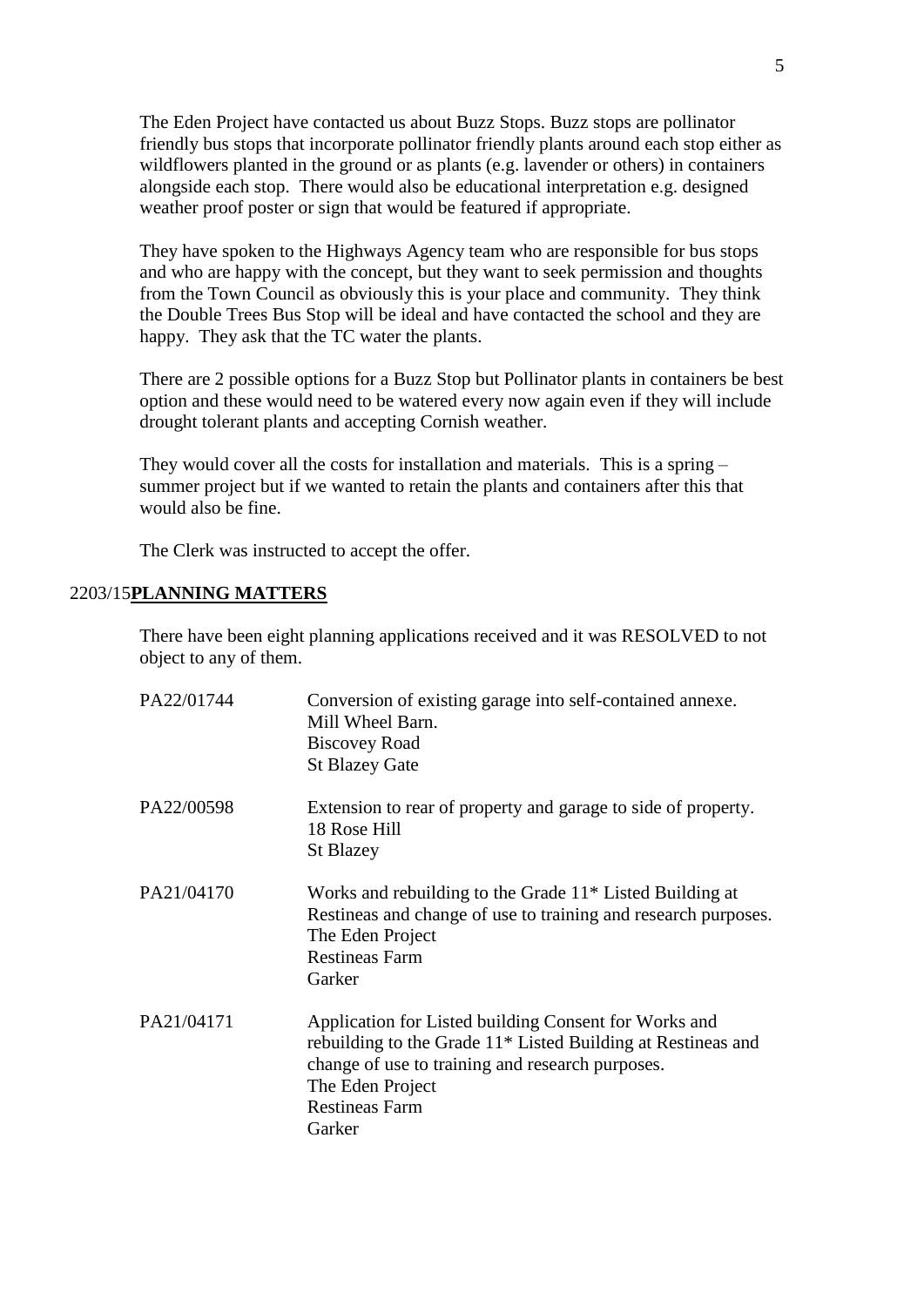The Eden Project have contacted us about Buzz Stops. Buzz stops are pollinator friendly bus stops that incorporate pollinator friendly plants around each stop either as wildflowers planted in the ground or as plants (e.g. lavender or others) in containers alongside each stop. There would also be educational interpretation e.g. designed weather proof poster or sign that would be featured if appropriate.

They have spoken to the Highways Agency team who are responsible for bus stops and who are happy with the concept, but they want to seek permission and thoughts from the Town Council as obviously this is your place and community. They think the Double Trees Bus Stop will be ideal and have contacted the school and they are happy. They ask that the TC water the plants.

There are 2 possible options for a Buzz Stop but Pollinator plants in containers be best option and these would need to be watered every now again even if they will include drought tolerant plants and accepting Cornish weather.

They would cover all the costs for installation and materials. This is a spring – summer project but if we wanted to retain the plants and containers after this that would also be fine.

The Clerk was instructed to accept the offer.

## 2203/15 **PLANNING MATTERS**

There have been eight planning applications received and it was RESOLVED to not object to any of them.

| | |
|---|---|
| PA22/01744 | Conversion of existing garage into self-contained annexe.<br>Mill Wheel Barn.<br>Biscovey Road<br>St Blazey Gate |
| PA22/00598 | Extension to rear of property and garage to side of property.<br>18 Rose Hill<br>St Blazey |
| PA21/04170 | Works and rebuilding to the Grade 11* Listed Building at Restineas and change of use to training and research purposes.<br>The Eden Project<br>Restineas Farm<br>Garker |
| PA21/04171 | Application for Listed building Consent for Works and rebuilding to the Grade 11* Listed Building at Restineas and change of use to training and research purposes.<br>The Eden Project<br>Restineas Farm<br>Garker |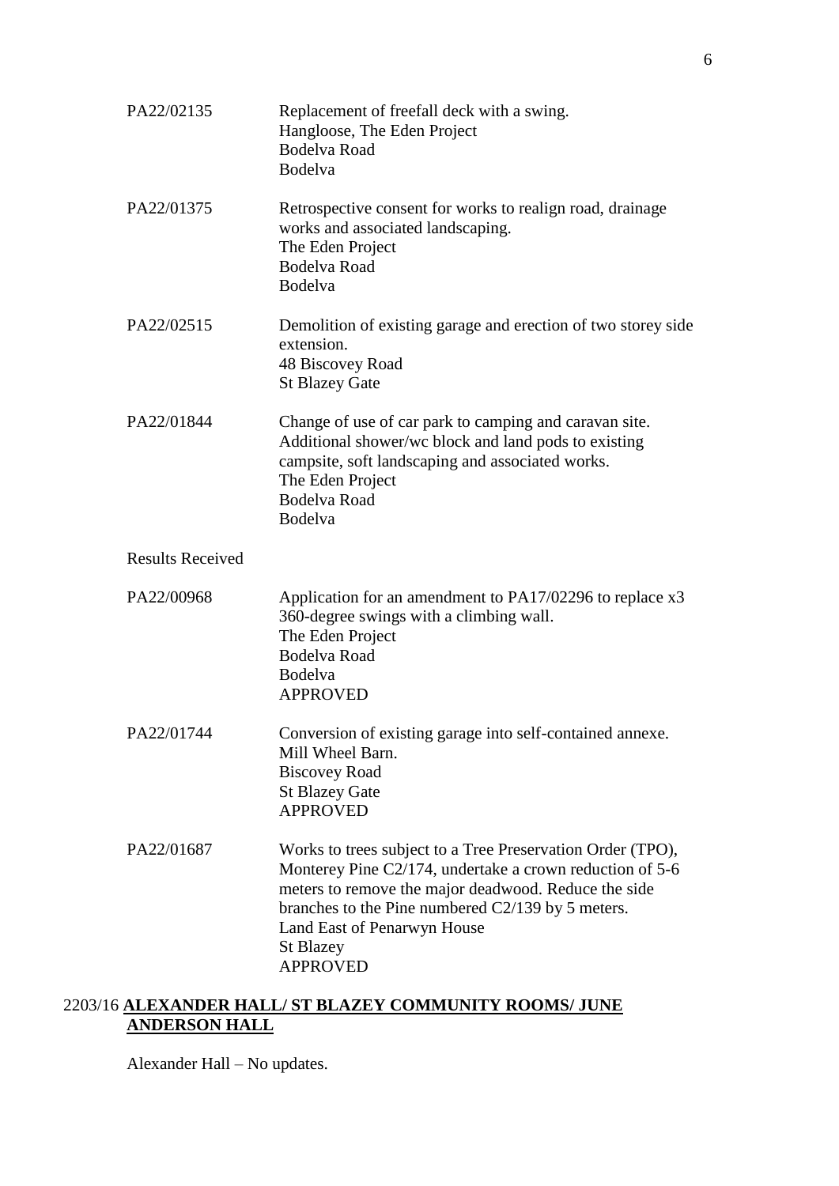PA22/02135 Replacement of freefall deck with a swing.
Hangloose, The Eden Project
Bodelva Road
Bodelva

PA22/01375 Retrospective consent for works to realign road, drainage works and associated landscaping.
The Eden Project
Bodelva Road
Bodelva

PA22/02515 Demolition of existing garage and erection of two storey side extension.
48 Biscovey Road
St Blazey Gate

PA22/01844 Change of use of car park to camping and caravan site. Additional shower/wc block and land pods to existing campsite, soft landscaping and associated works.
The Eden Project
Bodelva Road
Bodelva

Results Received

PA22/00968 Application for an amendment to PA17/02296 to replace x3 360-degree swings with a climbing wall.
The Eden Project
Bodelva Road
Bodelva
APPROVED

PA22/01744 Conversion of existing garage into self-contained annexe.
Mill Wheel Barn.
Biscovey Road
St Blazey Gate
APPROVED

PA22/01687 Works to trees subject to a Tree Preservation Order (TPO), Monterey Pine C2/174, undertake a crown reduction of 5-6 meters to remove the major deadwood. Reduce the side branches to the Pine numbered C2/139 by 5 meters.
Land East of Penarwyn House
St Blazey
APPROVED

2203/16 **ALEXANDER HALL/ ST BLAZEY COMMUNITY ROOMS/ JUNE ANDERSON HALL**

Alexander Hall – No updates.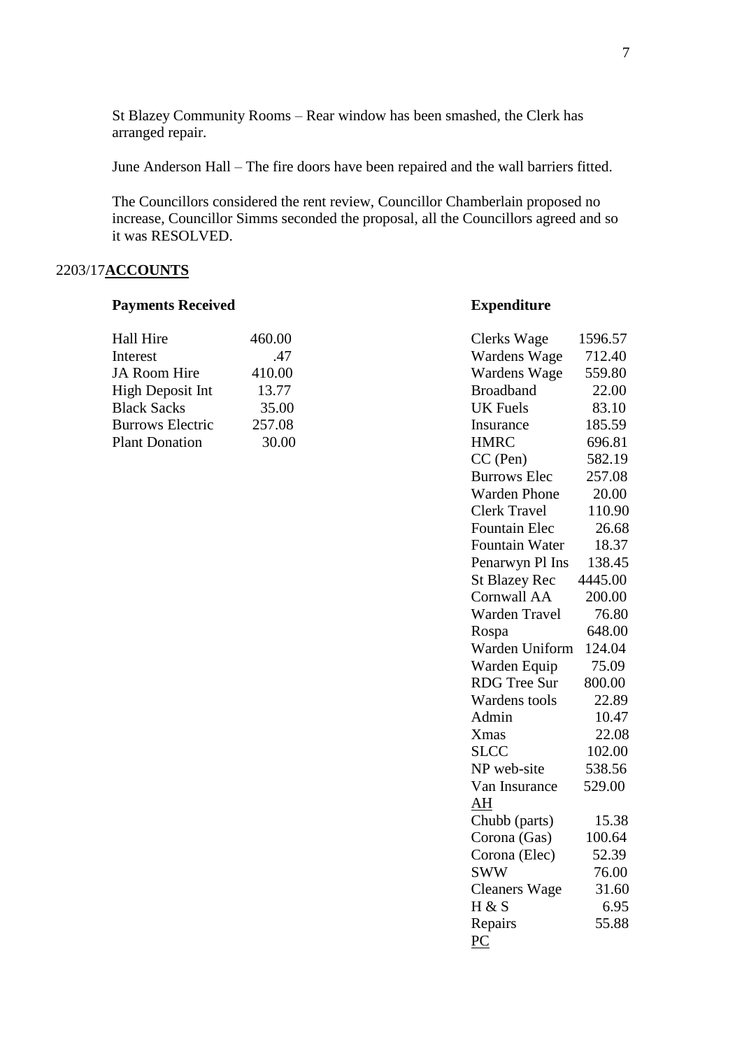St Blazey Community Rooms – Rear window has been smashed, the Clerk has arranged repair.

June Anderson Hall – The fire doors have been repaired and the wall barriers fitted.

The Councillors considered the rent review, Councillor Chamberlain proposed no increase, Councillor Simms seconded the proposal, all the Councillors agreed and so it was RESOLVED.

2203/17**ACCOUNTS**

**Payments Received**

| | |
|---|---|
| Hall Hire | 460.00 |
| Interest | .47 |
| JA Room Hire | 410.00 |
| High Deposit Int | 13.77 |
| Black Sacks | 35.00 |
| Burrows Electric | 257.08 |
| Plant Donation | 30.00 |

**Expenditure**

| | |
|---|---|
| Clerks Wage | 1596.57 |
| Wardens Wage | 712.40 |
| Wardens Wage | 559.80 |
| Broadband | 22.00 |
| UK Fuels | 83.10 |
| Insurance | 185.59 |
| HMRC | 696.81 |
| CC (Pen) | 582.19 |
| Burrows Elec | 257.08 |
| Warden Phone | 20.00 |
| Clerk Travel | 110.90 |
| Fountain Elec | 26.68 |
| Fountain Water | 18.37 |
| Penarwyn Pl Ins | 138.45 |
| St Blazey Rec | 4445.00 |
| Cornwall AA | 200.00 |
| Warden Travel | 76.80 |
| Rospa | 648.00 |
| Warden Uniform | 124.04 |
| Warden Equip | 75.09 |
| RDG Tree Sur | 800.00 |
| Wardens tools | 22.89 |
| Admin | 10.47 |
| Xmas | 22.08 |
| SLCC | 102.00 |
| NP web-site | 538.56 |
| Van Insurance | 529.00 |
| <u>AH</u> | |
| Chubb (parts) | 15.38 |
| Corona (Gas) | 100.64 |
| Corona (Elec) | 52.39 |
| SWW | 76.00 |
| Cleaners Wage | 31.60 |
| H & S | 6.95 |
| Repairs | 55.88 |
| <u>PC</u> | |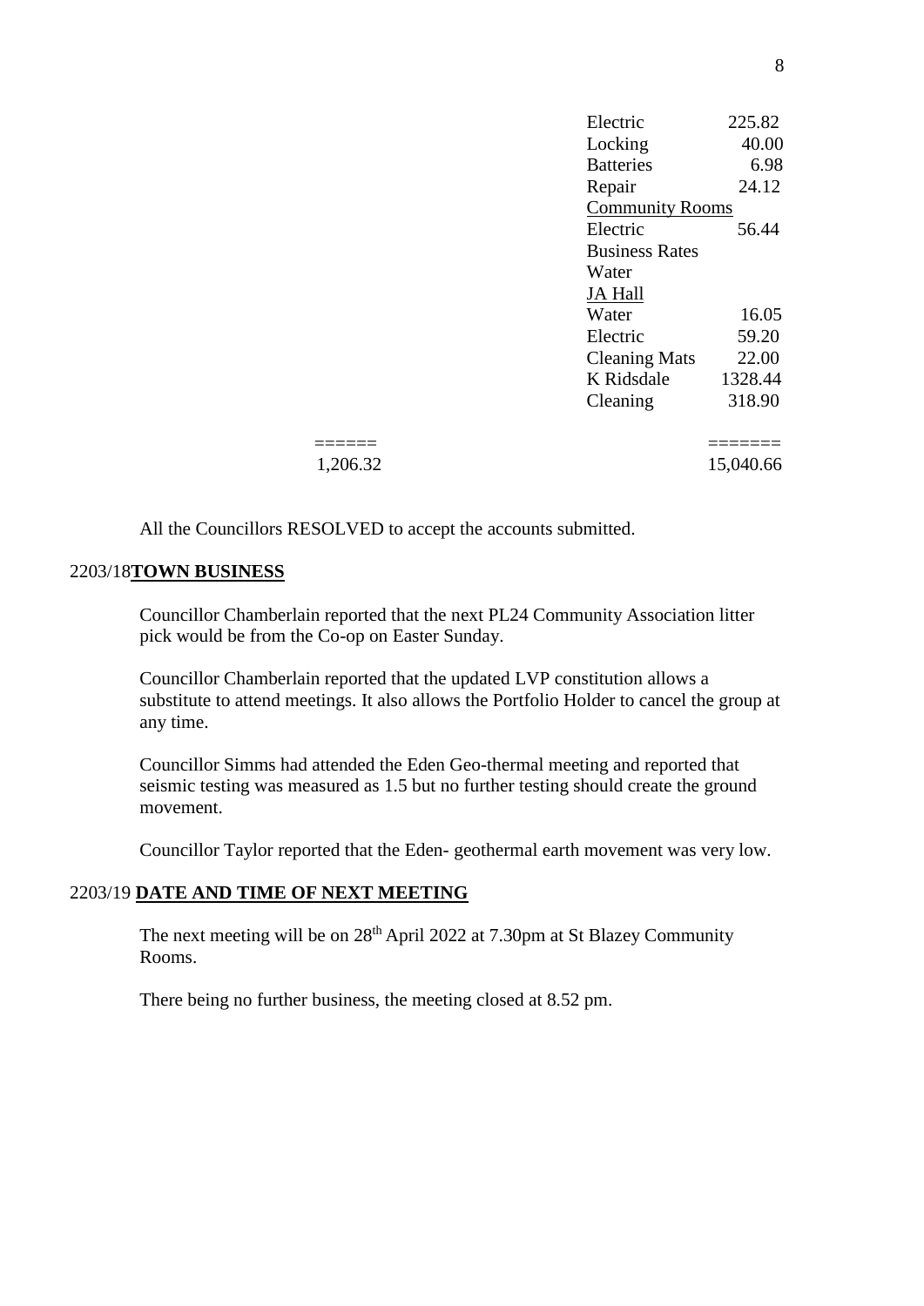| | | |
|---|---|---|
| | Electric | 225.82 |
| | Locking | 40.00 |
| | Batteries | 6.98 |
| | Repair | 24.12 |
| | <u>Community Rooms</u> | |
| | Electric | 56.44 |
| | Business Rates | |
| | Water | |
| | <u>JA Hall</u> | |
| | Water | 16.05 |
| | Electric | 59.20 |
| | Cleaning Mats | 22.00 |
| | K Ridsdale | 1328.44 |
| | Cleaning | 318.90 |
| ====== | | ======= |
| 1,206.32 | | 15,040.66 |

All the Councillors RESOLVED to accept the accounts submitted.

## 2203/18 **TOWN BUSINESS**

Councillor Chamberlain reported that the next PL24 Community Association litter pick would be from the Co-op on Easter Sunday.

Councillor Chamberlain reported that the updated LVP constitution allows a substitute to attend meetings. It also allows the Portfolio Holder to cancel the group at any time.

Councillor Simms had attended the Eden Geo-thermal meeting and reported that seismic testing was measured as 1.5 but no further testing should create the ground movement.

Councillor Taylor reported that the Eden- geothermal earth movement was very low.

## 2203/19 **DATE AND TIME OF NEXT MEETING**

The next meeting will be on 28th April 2022 at 7.30pm at St Blazey Community Rooms.

There being no further business, the meeting closed at 8.52 pm.